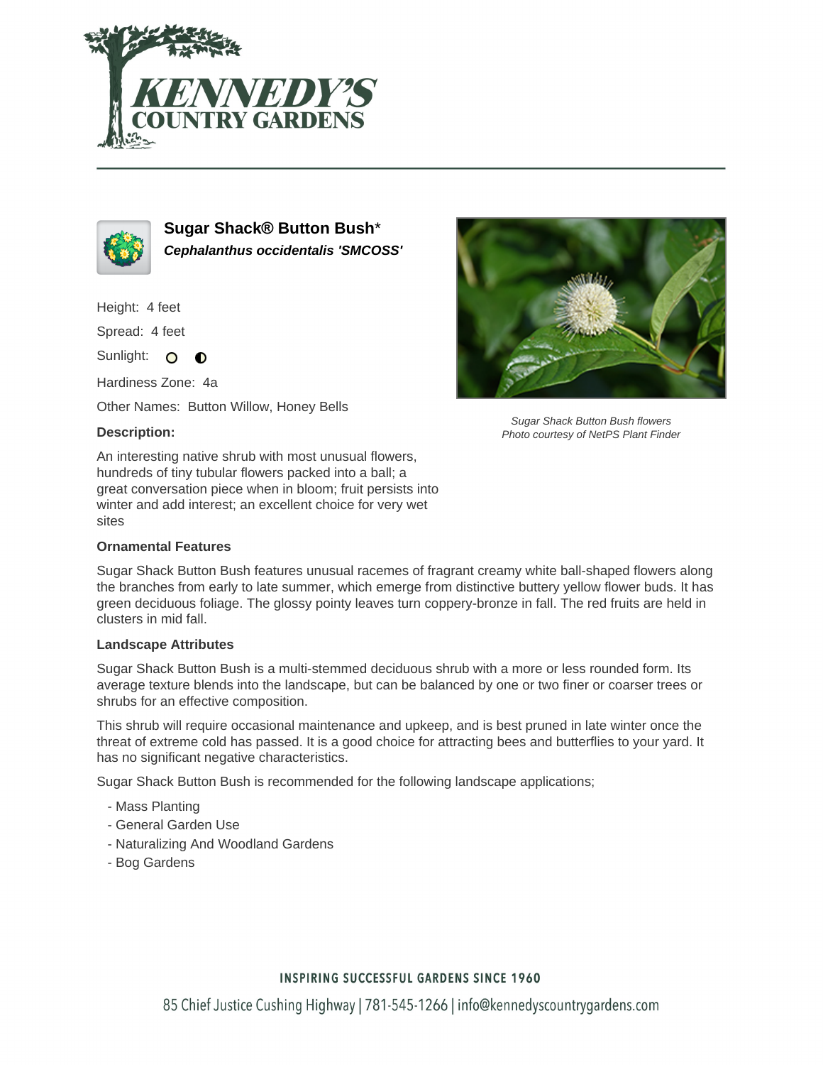# Sugar Shack® Button Bush*

***Cephalanthus occidentalis 'SMCOSS'***

Height: 4 feet

Spread: 4 feet

Sunlight:

Hardiness Zone: 4a

Other Names: Button Willow, Honey Bells

Sugar Shack Button Bush flowers
Photo courtesy of NetPS Plant Finder

**Description:**

An interesting native shrub with most unusual flowers, hundreds of tiny tubular flowers packed into a ball; a great conversation piece when in bloom; fruit persists into winter and add interest; an excellent choice for very wet sites

**Ornamental Features**

Sugar Shack Button Bush features unusual racemes of fragrant creamy white ball-shaped flowers along the branches from early to late summer, which emerge from distinctive buttery yellow flower buds. It has green deciduous foliage. The glossy pointy leaves turn coppery-bronze in fall. The red fruits are held in clusters in mid fall.

**Landscape Attributes**

Sugar Shack Button Bush is a multi-stemmed deciduous shrub with a more or less rounded form. Its average texture blends into the landscape, but can be balanced by one or two finer or coarser trees or shrubs for an effective composition.

This shrub will require occasional maintenance and upkeep, and is best pruned in late winter once the threat of extreme cold has passed. It is a good choice for attracting bees and butterflies to your yard. It has no significant negative characteristics.

Sugar Shack Button Bush is recommended for the following landscape applications;

- Mass Planting
- General Garden Use
- Naturalizing And Woodland Gardens
- Bog Gardens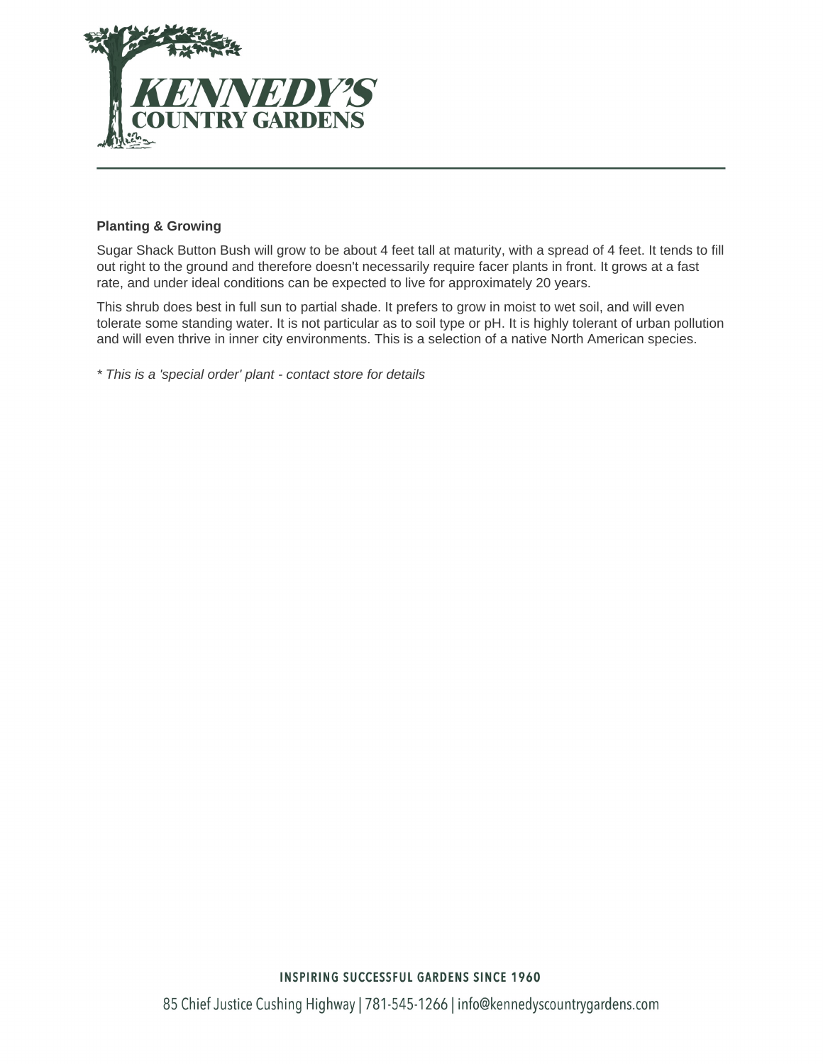### Planting & Growing

Sugar Shack Button Bush will grow to be about 4 feet tall at maturity, with a spread of 4 feet. It tends to fill out right to the ground and therefore doesn't necessarily require facer plants in front. It grows at a fast rate, and under ideal conditions can be expected to live for approximately 20 years.

This shrub does best in full sun to partial shade. It prefers to grow in moist to wet soil, and will even tolerate some standing water. It is not particular as to soil type or pH. It is highly tolerant of urban pollution and will even thrive in inner city environments. This is a selection of a native North American species.

*\* This is a 'special order' plant - contact store for details*